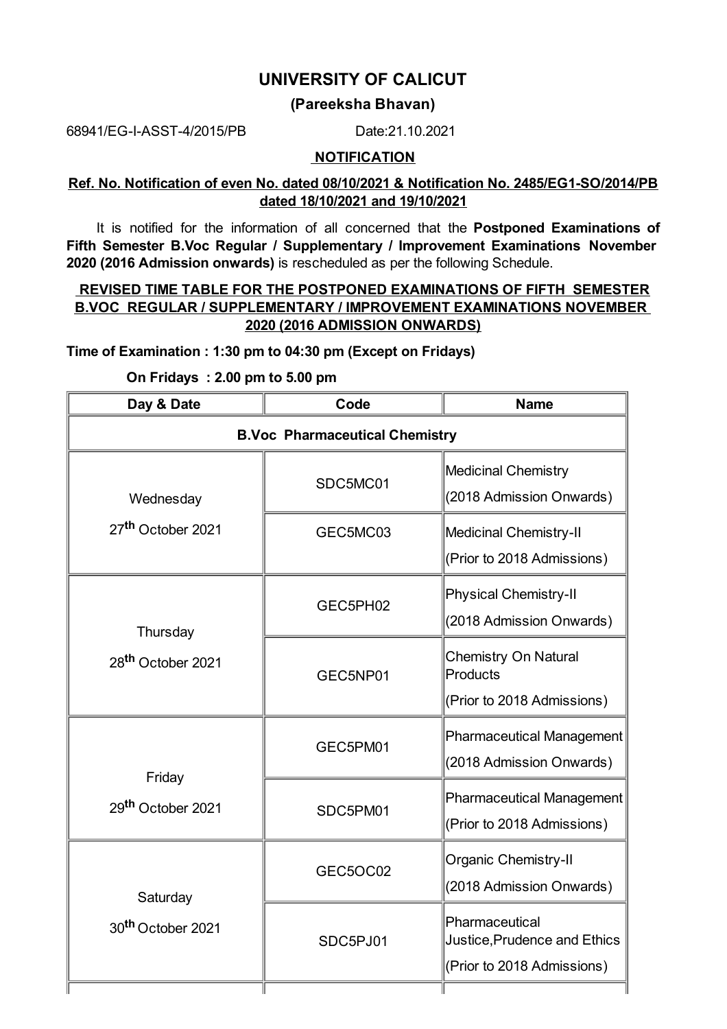# UNIVERSITY OF CALICUT

## (Pareeksha Bhavan)

68941/EG-I-ASST-4/2015/PB Date:21.10.2021

**NOTIFICATION**

**Ref. No. Notification of even No. dated 08/10/2021 & Notification No. 2485/EG1-SO/2014/PB dated 18/10/2021 and 19/10/2021**

It is notified for the information of all concerned that the **Postponed Examinations of Fifth Semester B.Voc Regular / Supplementary / Improvement Examinations November 2020 (2016 Admission onwards)** is rescheduled as per the following Schedule.

**REVISED TIME TABLE FOR THE POSTPONED EXAMINATIONS OF FIFTH SEMESTER B.VOC REGULAR / SUPPLEMENTARY / IMPROVEMENT EXAMINATIONS NOVEMBER 2020 (2016 ADMISSION ONWARDS)**

**Time of Examination : 1:30 pm to 04:30 pm (Except on Fridays)**

**On Fridays : 2.00 pm to 5.00 pm**

| Day & Date | Code | Name |
|---|---|---|
| **B.Voc Pharmaceutical Chemistry** | | |
| Wednesday 27th October 2021 | SDC5MC01 | Medicinal Chemistry (2018 Admission Onwards) |
| | GEC5MC03 | Medicinal Chemistry-II (Prior to 2018 Admissions) |
| Thursday 28th October 2021 | GEC5PH02 | Physical Chemistry-II (2018 Admission Onwards) |
| | GEC5NP01 | Chemistry On Natural Products (Prior to 2018 Admissions) |
| Friday 29th October 2021 | GEC5PM01 | Pharmaceutical Management (2018 Admission Onwards) |
| | SDC5PM01 | Pharmaceutical Management (Prior to 2018 Admissions) |
| Saturday 30th October 2021 | GEC5OC02 | Organic Chemistry-II (2018 Admission Onwards) |
| | SDC5PJ01 | Pharmaceutical Justice,Prudence and Ethics (Prior to 2018 Admissions) |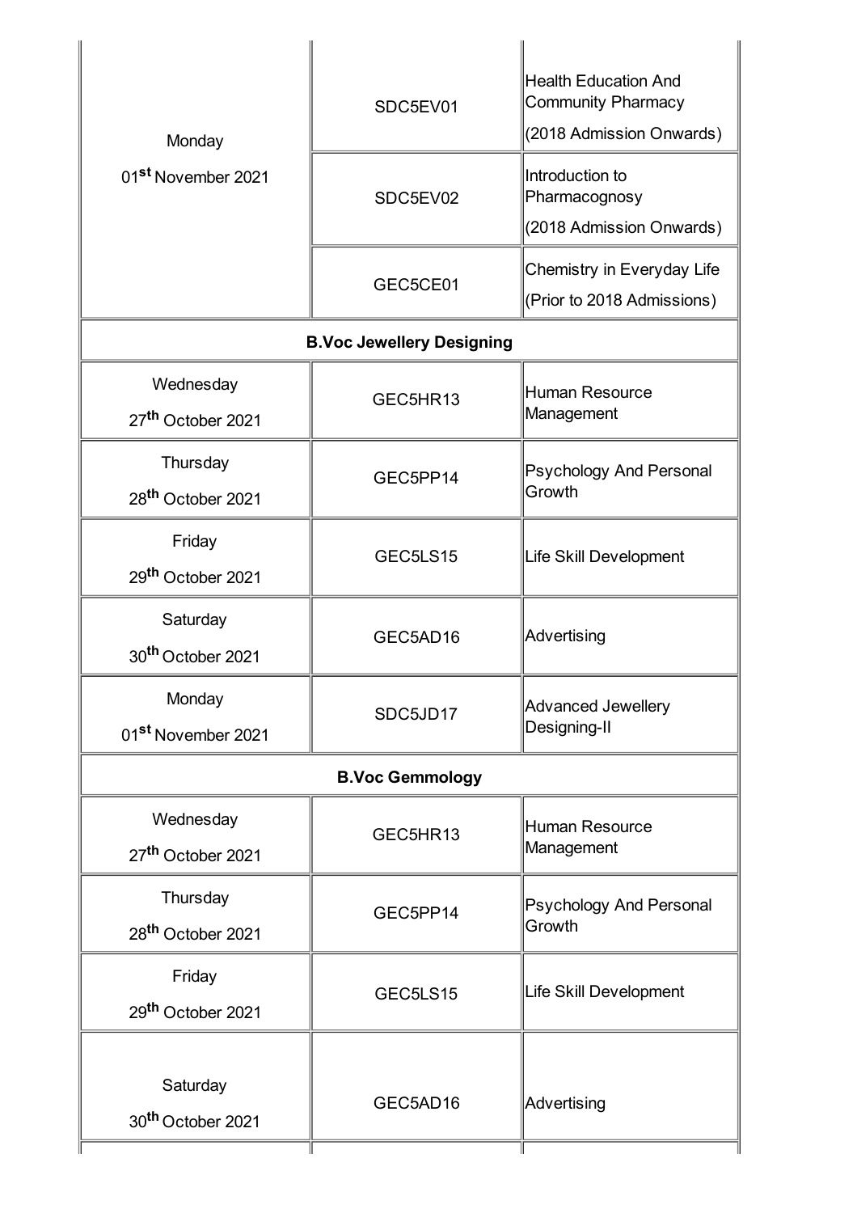| | | |
|---|---|---|
| Monday 01st November 2021 | SDC5EV01 | Health Education And Community Pharmacy (2018 Admission Onwards) |
| | SDC5EV02 | Introduction to Pharmacognosy (2018 Admission Onwards) |
| | GEC5CE01 | Chemistry in Everyday Life (Prior to 2018 Admissions) |
| **B.Voc Jewellery Designing** | | |
| Wednesday 27th October 2021 | GEC5HR13 | Human Resource Management |
| Thursday 28th October 2021 | GEC5PP14 | Psychology And Personal Growth |
| Friday 29th October 2021 | GEC5LS15 | Life Skill Development |
| Saturday 30th October 2021 | GEC5AD16 | Advertising |
| Monday 01st November 2021 | SDC5JD17 | Advanced Jewellery Designing-II |
| **B.Voc Gemmology** | | |
| Wednesday 27th October 2021 | GEC5HR13 | Human Resource Management |
| Thursday 28th October 2021 | GEC5PP14 | Psychology And Personal Growth |
| Friday 29th October 2021 | GEC5LS15 | Life Skill Development |
| Saturday 30th October 2021 | GEC5AD16 | Advertising |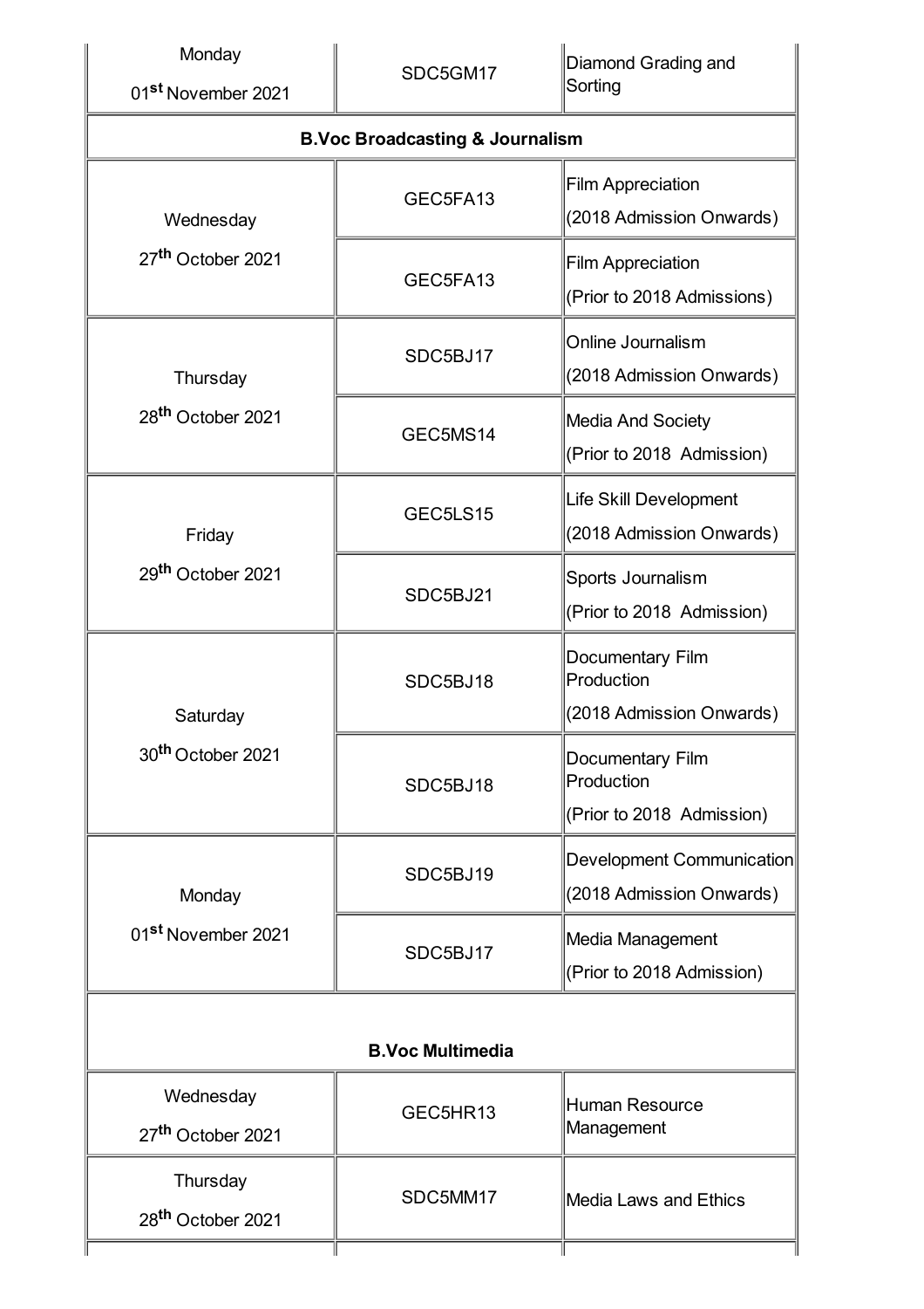| | | |
|---|---|---|
| Monday 01st November 2021 | SDC5GM17 | Diamond Grading and Sorting |
| **B.Voc Broadcasting & Journalism** | | |
| Wednesday 27th October 2021 | GEC5FA13 | Film Appreciation (2018 Admission Onwards) |
| | GEC5FA13 | Film Appreciation (Prior to 2018 Admissions) |
| Thursday 28th October 2021 | SDC5BJ17 | Online Journalism (2018 Admission Onwards) |
| | GEC5MS14 | Media And Society (Prior to 2018 Admission) |
| Friday 29th October 2021 | GEC5LS15 | Life Skill Development (2018 Admission Onwards) |
| | SDC5BJ21 | Sports Journalism (Prior to 2018 Admission) |
| Saturday 30th October 2021 | SDC5BJ18 | Documentary Film Production (2018 Admission Onwards) |
| | SDC5BJ18 | Documentary Film Production (Prior to 2018 Admission) |
| Monday 01st November 2021 | SDC5BJ19 | Development Communication (2018 Admission Onwards) |
| | SDC5BJ17 | Media Management (Prior to 2018 Admission) |
| **B.Voc Multimedia** | | |
| Wednesday 27th October 2021 | GEC5HR13 | Human Resource Management |
| Thursday 28th October 2021 | SDC5MM17 | Media Laws and Ethics |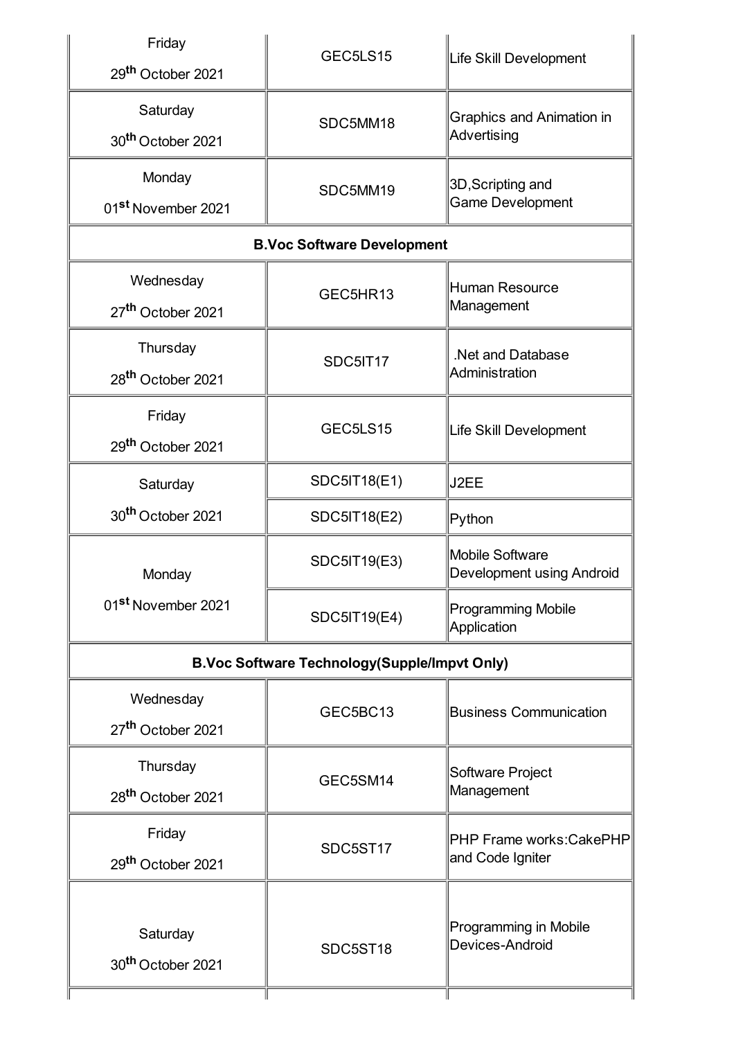| | | |
|---|---|---|
| Friday 29th October 2021 | GEC5LS15 | Life Skill Development |
| Saturday 30th October 2021 | SDC5MM18 | Graphics and Animation in Advertising |
| Monday 01st November 2021 | SDC5MM19 | 3D,Scripting and Game Development |
| **B.Voc Software Development** | | |
| Wednesday 27th October 2021 | GEC5HR13 | Human Resource Management |
| Thursday 28th October 2021 | SDC5IT17 | .Net and Database Administration |
| Friday 29th October 2021 | GEC5LS15 | Life Skill Development |
| Saturday 30th October 2021 | SDC5IT18(E1) | J2EE |
| | SDC5IT18(E2) | Python |
| Monday 01st November 2021 | SDC5IT19(E3) | Mobile Software Development using Android |
| | SDC5IT19(E4) | Programming Mobile Application |
| **B.Voc Software Technology(Supple/Impvt Only)** | | |
| Wednesday 27th October 2021 | GEC5BC13 | Business Communication |
| Thursday 28th October 2021 | GEC5SM14 | Software Project Management |
| Friday 29th October 2021 | SDC5ST17 | PHP Frame works:CakePHP and Code Igniter |
| Saturday 30th October 2021 | SDC5ST18 | Programming in Mobile Devices-Android |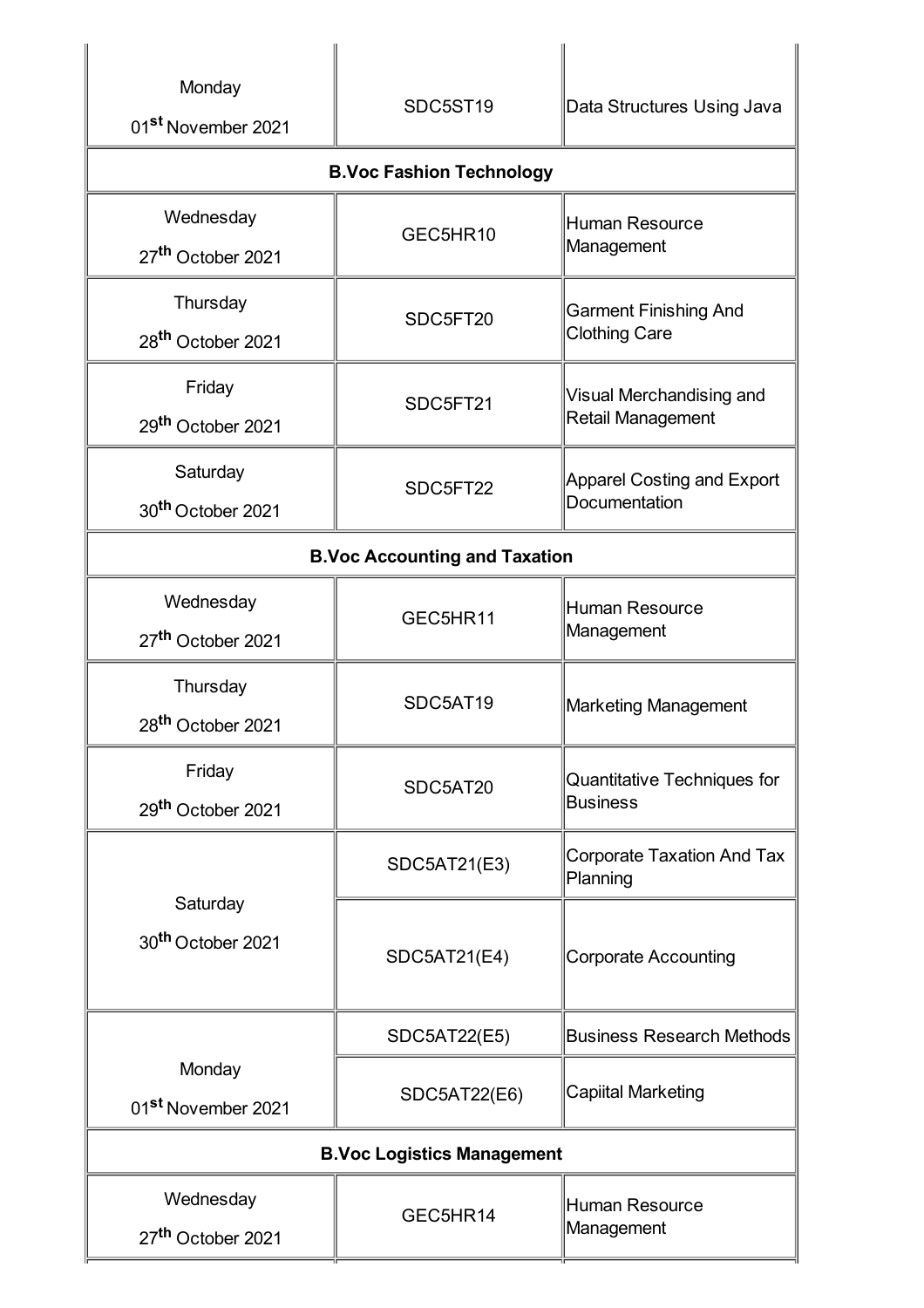| | | |
|---|---|---|
| Monday 01st November 2021 | SDC5ST19 | Data Structures Using Java |
| **B.Voc Fashion Technology** | | |
| Wednesday 27th October 2021 | GEC5HR10 | Human Resource Management |
| Thursday 28th October 2021 | SDC5FT20 | Garment Finishing And Clothing Care |
| Friday 29th October 2021 | SDC5FT21 | Visual Merchandising and Retail Management |
| Saturday 30th October 2021 | SDC5FT22 | Apparel Costing and Export Documentation |
| **B.Voc Accounting and Taxation** | | |
| Wednesday 27th October 2021 | GEC5HR11 | Human Resource Management |
| Thursday 28th October 2021 | SDC5AT19 | Marketing Management |
| Friday 29th October 2021 | SDC5AT20 | Quantitative Techniques for Business |
| Saturday 30th October 2021 | SDC5AT21(E3) | Corporate Taxation And Tax Planning |
| | SDC5AT21(E4) | Corporate Accounting |
| Monday 01st November 2021 | SDC5AT22(E5) | Business Research Methods |
| | SDC5AT22(E6) | Capiital Marketing |
| **B.Voc Logistics Management** | | |
| Wednesday 27th October 2021 | GEC5HR14 | Human Resource Management |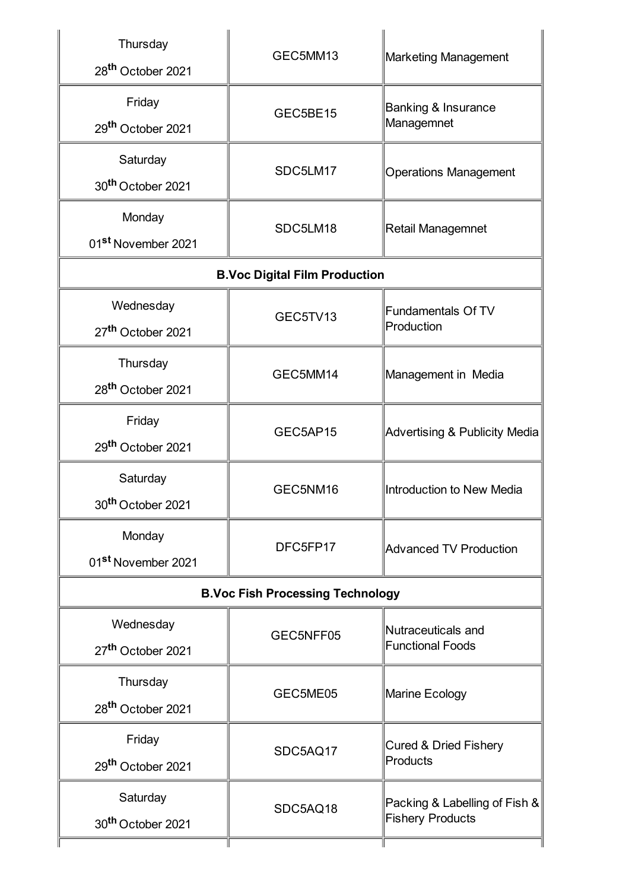| | | |
|---|---|---|
| Thursday 28th October 2021 | GEC5MM13 | Marketing Management |
| Friday 29th October 2021 | GEC5BE15 | Banking & Insurance Managemnet |
| Saturday 30th October 2021 | SDC5LM17 | Operations Management |
| Monday 01st November 2021 | SDC5LM18 | Retail Managemnet |
| **B.Voc Digital Film Production** | | |
| Wednesday 27th October 2021 | GEC5TV13 | Fundamentals Of TV Production |
| Thursday 28th October 2021 | GEC5MM14 | Management in Media |
| Friday 29th October 2021 | GEC5AP15 | Advertising & Publicity Media |
| Saturday 30th October 2021 | GEC5NM16 | Introduction to New Media |
| Monday 01st November 2021 | DFC5FP17 | Advanced TV Production |
| **B.Voc Fish Processing Technology** | | |
| Wednesday 27th October 2021 | GEC5NFF05 | Nutraceuticals and Functional Foods |
| Thursday 28th October 2021 | GEC5ME05 | Marine Ecology |
| Friday 29th October 2021 | SDC5AQ17 | Cured & Dried Fishery Products |
| Saturday 30th October 2021 | SDC5AQ18 | Packing & Labelling of Fish & Fishery Products |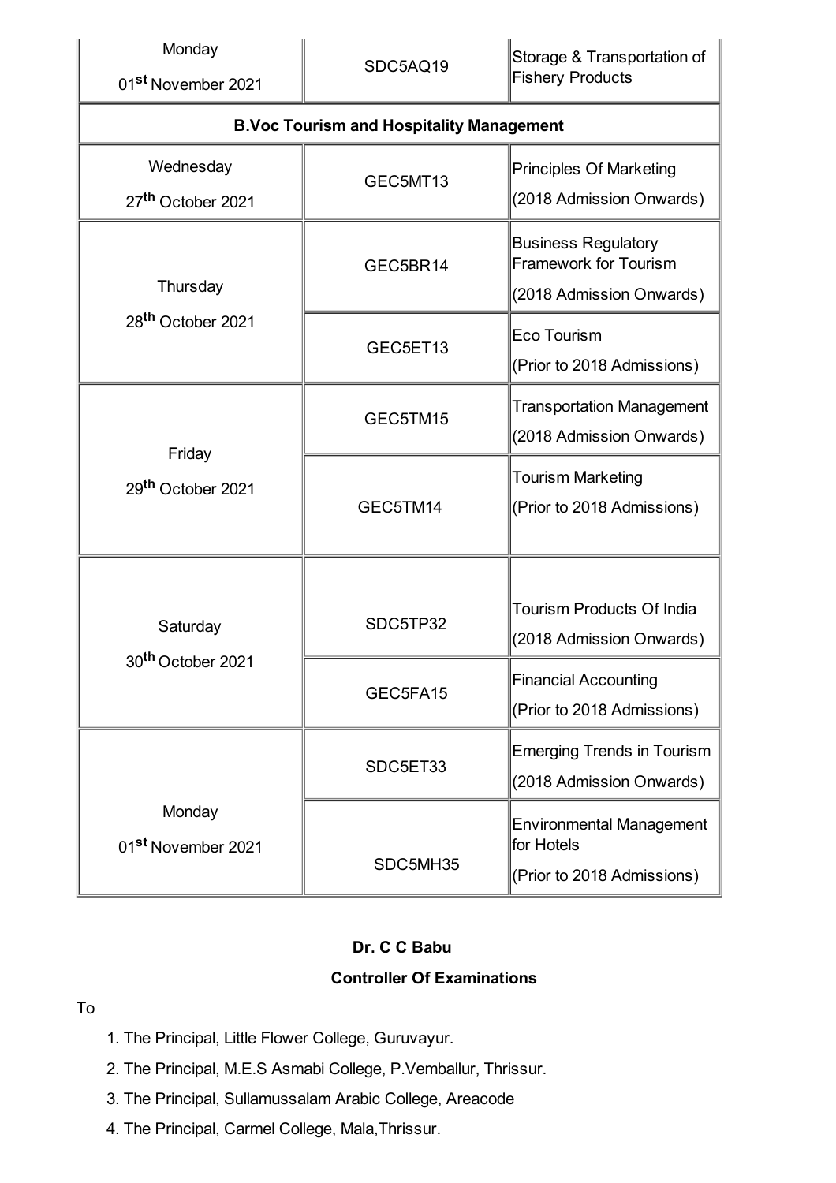| | | |
|---|---|---|
| Monday 01st November 2021 | SDC5AQ19 | Storage & Transportation of Fishery Products |
| **B.Voc Tourism and Hospitality Management** | | |
| Wednesday 27th October 2021 | GEC5MT13 | Principles Of Marketing (2018 Admission Onwards) |
| Thursday 28th October 2021 | GEC5BR14 | Business Regulatory Framework for Tourism (2018 Admission Onwards) |
| | GEC5ET13 | Eco Tourism (Prior to 2018 Admissions) |
| Friday 29th October 2021 | GEC5TM15 | Transportation Management (2018 Admission Onwards) |
| | GEC5TM14 | Tourism Marketing (Prior to 2018 Admissions) |
| Saturday 30th October 2021 | SDC5TP32 | Tourism Products Of India (2018 Admission Onwards) |
| | GEC5FA15 | Financial Accounting (Prior to 2018 Admissions) |
| Monday 01st November 2021 | SDC5ET33 | Emerging Trends in Tourism (2018 Admission Onwards) |
| | SDC5MH35 | Environmental Management for Hotels (Prior to 2018 Admissions) |

**Dr. C C Babu**

**Controller Of Examinations**

To

1. The Principal, Little Flower College, Guruvayur.
2. The Principal, M.E.S Asmabi College, P.Vemballur, Thrissur.
3. The Principal, Sullamussalam Arabic College, Areacode
4. The Principal, Carmel College, Mala,Thrissur.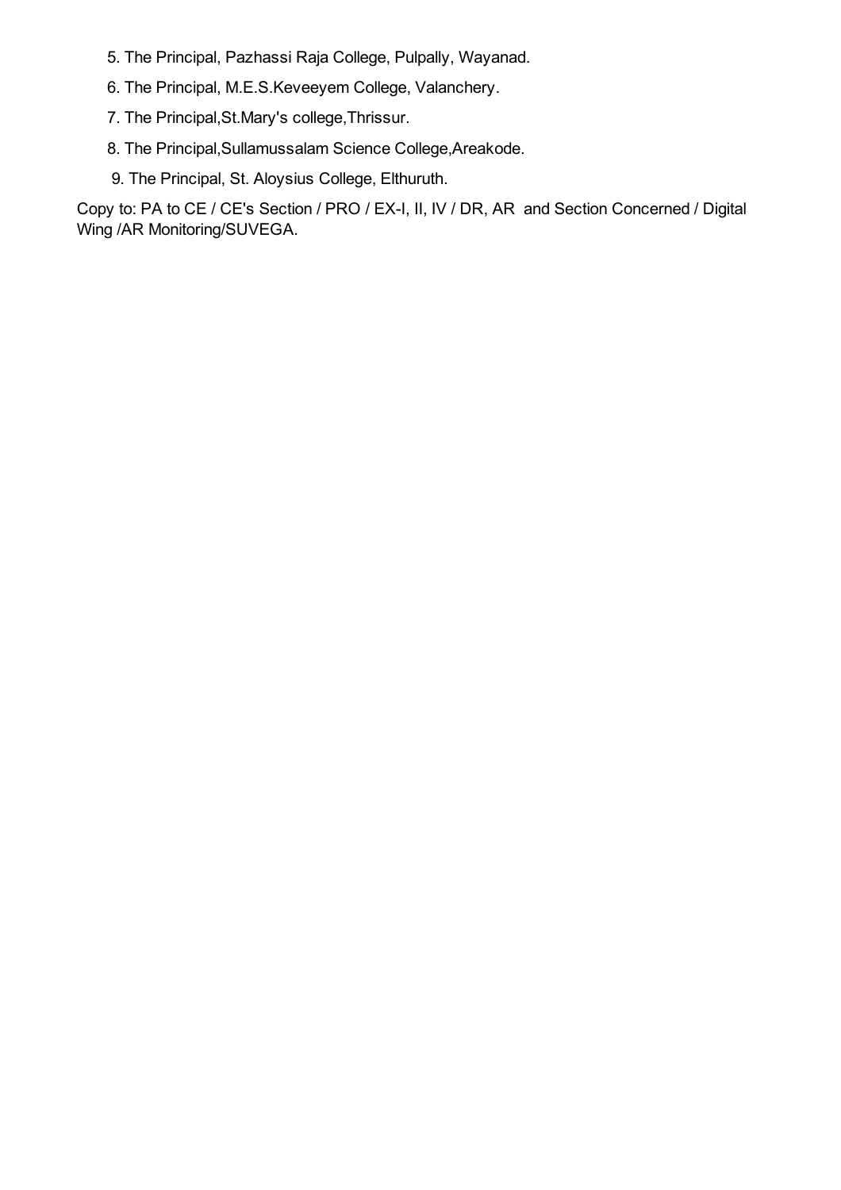5. The Principal, Pazhassi Raja College, Pulpally, Wayanad.
6. The Principal, M.E.S.Keveeyem College, Valanchery.
7. The Principal,St.Mary's college,Thrissur.
8. The Principal,Sullamussalam Science College,Areakode.
9. The Principal, St. Aloysius College, Elthuruth.

Copy to: PA to CE / CE's Section / PRO / EX-I, II, IV / DR, AR and Section Concerned / Digital Wing /AR Monitoring/SUVEGA.